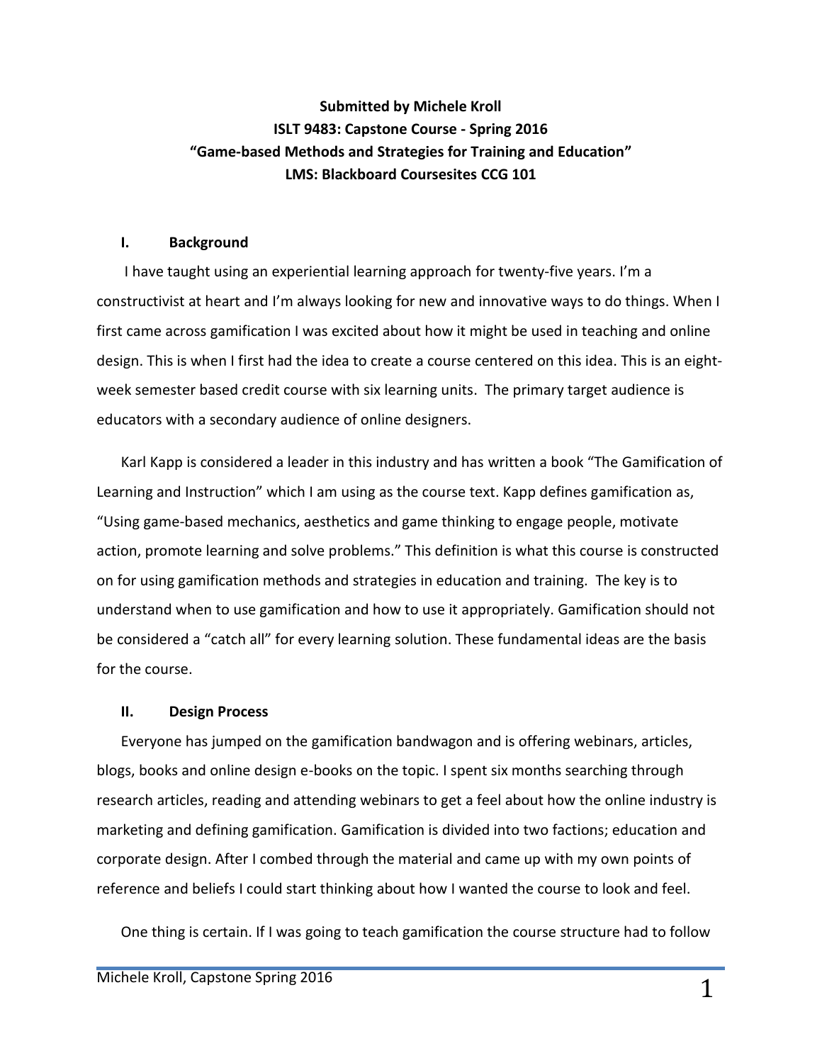**Submitted by Michele Kroll**
**ISLT 9483: Capstone Course - Spring 2016**
**"Game-based Methods and Strategies for Training and Education"**
**LMS: Blackboard Coursesites CCG 101**

## I. Background

I have taught using an experiential learning approach for twenty-five years. I'm a constructivist at heart and I'm always looking for new and innovative ways to do things. When I first came across gamification I was excited about how it might be used in teaching and online design. This is when I first had the idea to create a course centered on this idea. This is an eight-week semester based credit course with six learning units. The primary target audience is educators with a secondary audience of online designers.

Karl Kapp is considered a leader in this industry and has written a book "The Gamification of Learning and Instruction" which I am using as the course text. Kapp defines gamification as, "Using game-based mechanics, aesthetics and game thinking to engage people, motivate action, promote learning and solve problems." This definition is what this course is constructed on for using gamification methods and strategies in education and training. The key is to understand when to use gamification and how to use it appropriately. Gamification should not be considered a "catch all" for every learning solution. These fundamental ideas are the basis for the course.

## II. Design Process

Everyone has jumped on the gamification bandwagon and is offering webinars, articles, blogs, books and online design e-books on the topic. I spent six months searching through research articles, reading and attending webinars to get a feel about how the online industry is marketing and defining gamification. Gamification is divided into two factions; education and corporate design. After I combed through the material and came up with my own points of reference and beliefs I could start thinking about how I wanted the course to look and feel.

One thing is certain. If I was going to teach gamification the course structure had to follow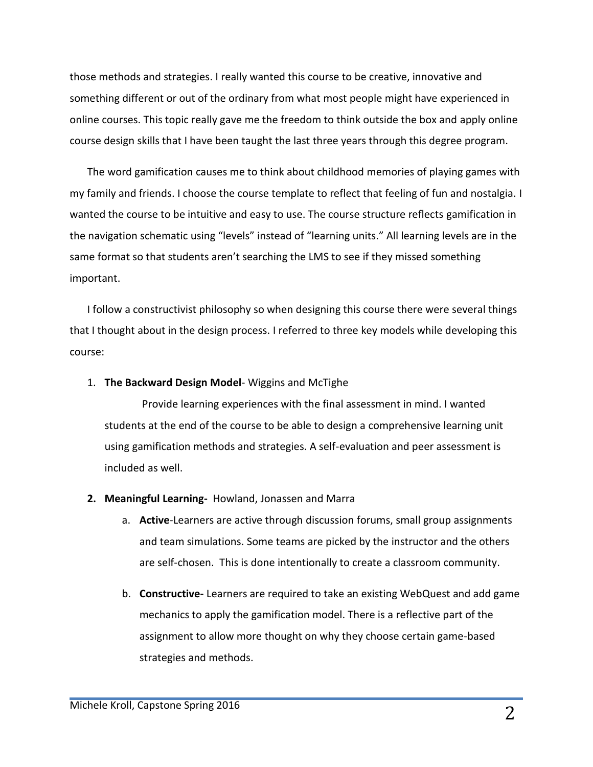those methods and strategies. I really wanted this course to be creative, innovative and something different or out of the ordinary from what most people might have experienced in online courses. This topic really gave me the freedom to think outside the box and apply online course design skills that I have been taught the last three years through this degree program.

The word gamification causes me to think about childhood memories of playing games with my family and friends. I choose the course template to reflect that feeling of fun and nostalgia. I wanted the course to be intuitive and easy to use. The course structure reflects gamification in the navigation schematic using "levels" instead of "learning units." All learning levels are in the same format so that students aren't searching the LMS to see if they missed something important.

I follow a constructivist philosophy so when designing this course there were several things that I thought about in the design process. I referred to three key models while developing this course:

1. **The Backward Design Model**- Wiggins and McTighe

   Provide learning experiences with the final assessment in mind. I wanted students at the end of the course to be able to design a comprehensive learning unit using gamification methods and strategies. A self-evaluation and peer assessment is included as well.

2. **Meaningful Learning-** Howland, Jonassen and Marra
   a. **Active**-Learners are active through discussion forums, small group assignments and team simulations. Some teams are picked by the instructor and the others are self-chosen. This is done intentionally to create a classroom community.
   b. **Constructive-** Learners are required to take an existing WebQuest and add game mechanics to apply the gamification model. There is a reflective part of the assignment to allow more thought on why they choose certain game-based strategies and methods.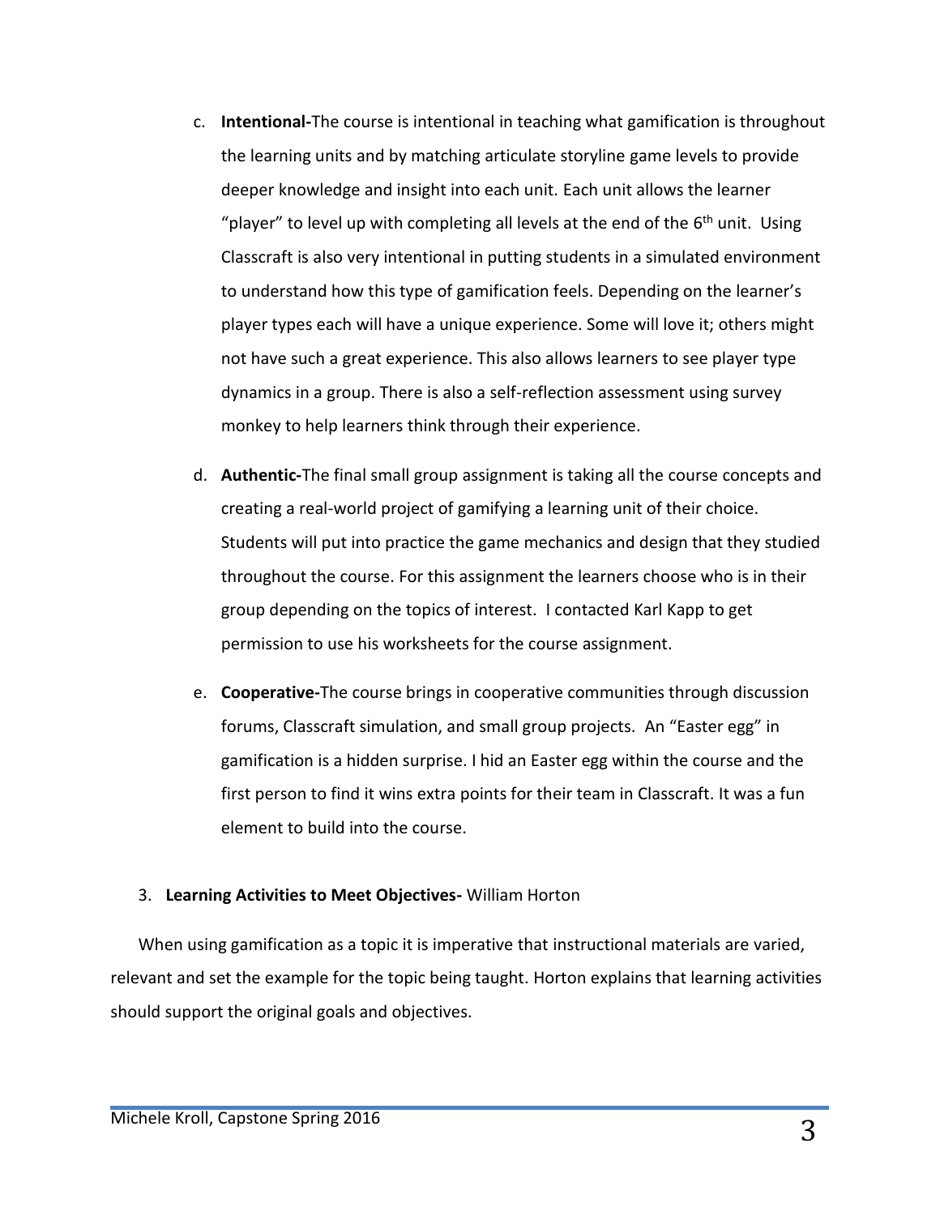c. **Intentional-**The course is intentional in teaching what gamification is throughout the learning units and by matching articulate storyline game levels to provide deeper knowledge and insight into each unit. Each unit allows the learner "player" to level up with completing all levels at the end of the 6th unit. Using Classcraft is also very intentional in putting students in a simulated environment to understand how this type of gamification feels. Depending on the learner's player types each will have a unique experience. Some will love it; others might not have such a great experience. This also allows learners to see player type dynamics in a group. There is also a self-reflection assessment using survey monkey to help learners think through their experience.

d. **Authentic-**The final small group assignment is taking all the course concepts and creating a real-world project of gamifying a learning unit of their choice. Students will put into practice the game mechanics and design that they studied throughout the course. For this assignment the learners choose who is in their group depending on the topics of interest. I contacted Karl Kapp to get permission to use his worksheets for the course assignment.

e. **Cooperative-**The course brings in cooperative communities through discussion forums, Classcraft simulation, and small group projects. An "Easter egg" in gamification is a hidden surprise. I hid an Easter egg within the course and the first person to find it wins extra points for their team in Classcraft. It was a fun element to build into the course.

3. **Learning Activities to Meet Objectives-** William Horton

When using gamification as a topic it is imperative that instructional materials are varied, relevant and set the example for the topic being taught. Horton explains that learning activities should support the original goals and objectives.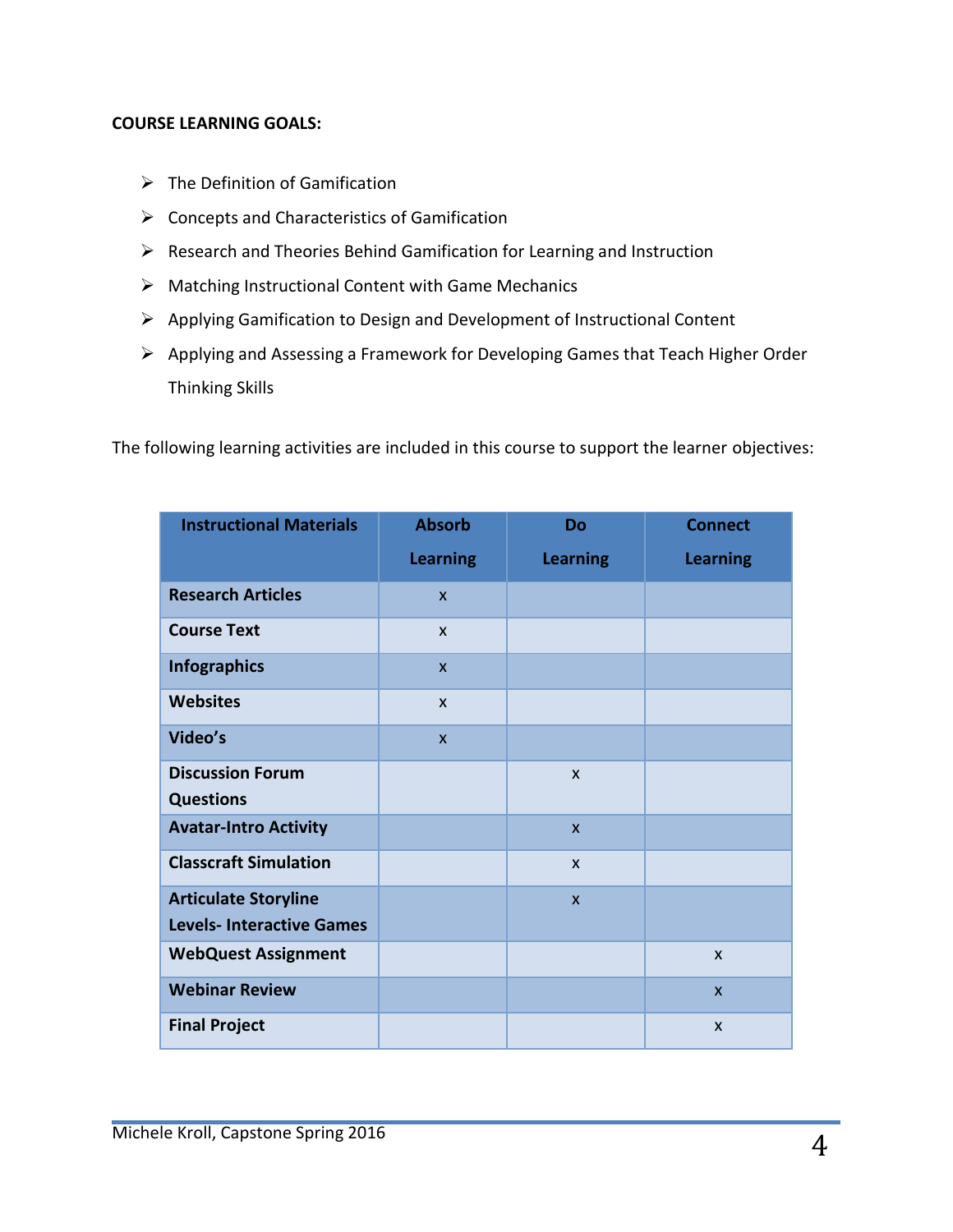**COURSE LEARNING GOALS:**

- The Definition of Gamification
- Concepts and Characteristics of Gamification
- Research and Theories Behind Gamification for Learning and Instruction
- Matching Instructional Content with Game Mechanics
- Applying Gamification to Design and Development of Instructional Content
- Applying and Assessing a Framework for Developing Games that Teach Higher Order Thinking Skills

The following learning activities are included in this course to support the learner objectives:

| Instructional Materials | Absorb Learning | Do Learning | Connect Learning |
|---|---|---|---|
| **Research Articles** | x | | |
| **Course Text** | x | | |
| **Infographics** | x | | |
| **Websites** | x | | |
| **Video's** | x | | |
| **Discussion Forum Questions** | | x | |
| **Avatar-Intro Activity** | | x | |
| **Classcraft Simulation** | | x | |
| **Articulate Storyline Levels- Interactive Games** | | x | |
| **WebQuest Assignment** | | | x |
| **Webinar Review** | | | x |
| **Final Project** | | | x |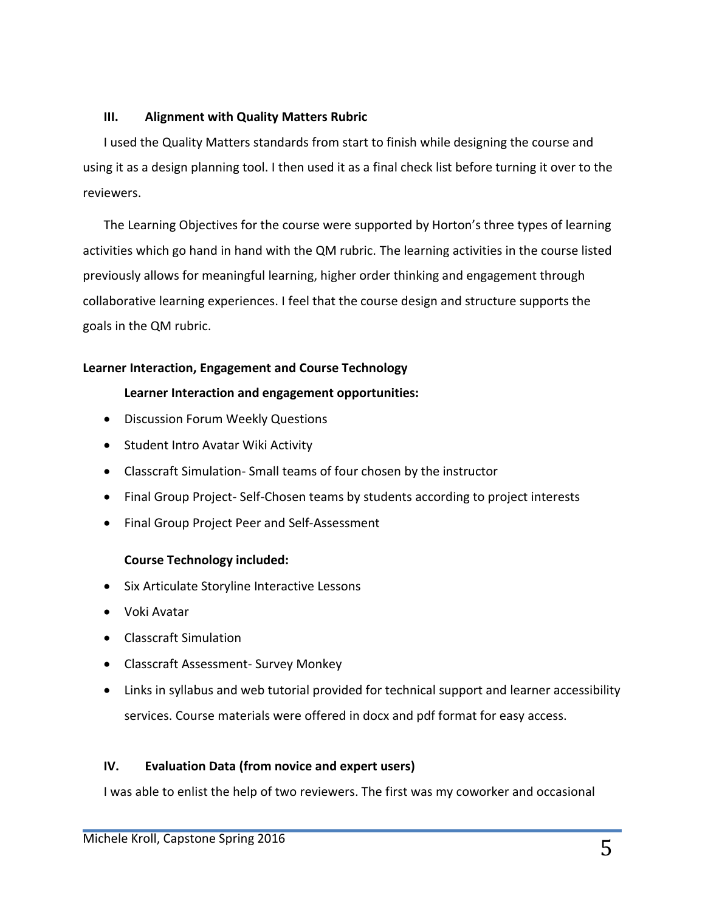## III. Alignment with Quality Matters Rubric

I used the Quality Matters standards from start to finish while designing the course and using it as a design planning tool. I then used it as a final check list before turning it over to the reviewers.

The Learning Objectives for the course were supported by Horton's three types of learning activities which go hand in hand with the QM rubric. The learning activities in the course listed previously allows for meaningful learning, higher order thinking and engagement through collaborative learning experiences. I feel that the course design and structure supports the goals in the QM rubric.

### Learner Interaction, Engagement and Course Technology

**Learner Interaction and engagement opportunities:**

- Discussion Forum Weekly Questions
- Student Intro Avatar Wiki Activity
- Classcraft Simulation- Small teams of four chosen by the instructor
- Final Group Project- Self-Chosen teams by students according to project interests
- Final Group Project Peer and Self-Assessment

**Course Technology included:**

- Six Articulate Storyline Interactive Lessons
- Voki Avatar
- Classcraft Simulation
- Classcraft Assessment- Survey Monkey
- Links in syllabus and web tutorial provided for technical support and learner accessibility services. Course materials were offered in docx and pdf format for easy access.

## IV. Evaluation Data (from novice and expert users)

I was able to enlist the help of two reviewers. The first was my coworker and occasional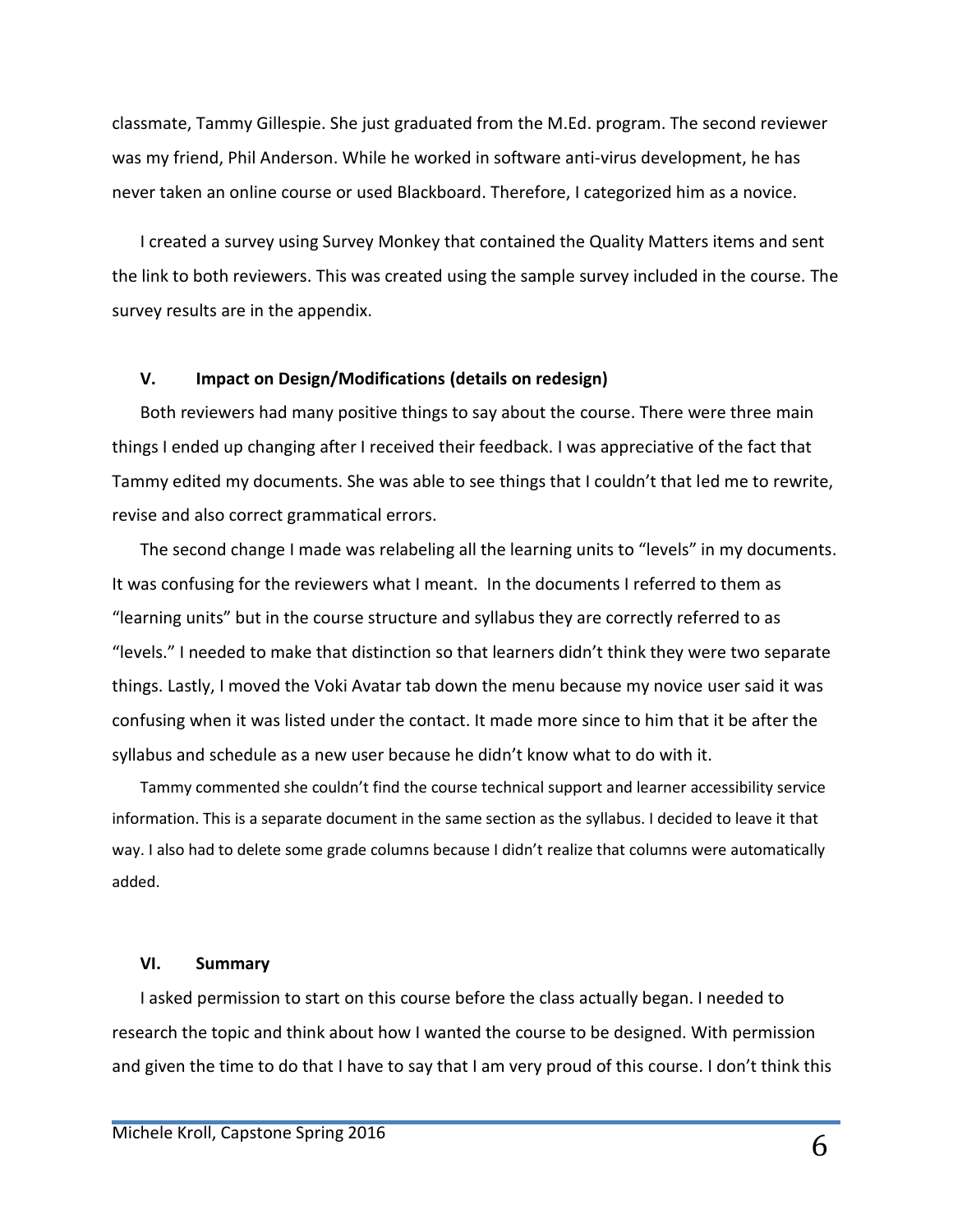classmate, Tammy Gillespie. She just graduated from the M.Ed. program. The second reviewer was my friend, Phil Anderson. While he worked in software anti-virus development, he has never taken an online course or used Blackboard. Therefore, I categorized him as a novice.

I created a survey using Survey Monkey that contained the Quality Matters items and sent the link to both reviewers. This was created using the sample survey included in the course. The survey results are in the appendix.

### V. Impact on Design/Modifications (details on redesign)

Both reviewers had many positive things to say about the course. There were three main things I ended up changing after I received their feedback. I was appreciative of the fact that Tammy edited my documents. She was able to see things that I couldn't that led me to rewrite, revise and also correct grammatical errors.

The second change I made was relabeling all the learning units to "levels" in my documents. It was confusing for the reviewers what I meant. In the documents I referred to them as "learning units" but in the course structure and syllabus they are correctly referred to as "levels." I needed to make that distinction so that learners didn't think they were two separate things. Lastly, I moved the Voki Avatar tab down the menu because my novice user said it was confusing when it was listed under the contact. It made more since to him that it be after the syllabus and schedule as a new user because he didn't know what to do with it.

Tammy commented she couldn't find the course technical support and learner accessibility service information. This is a separate document in the same section as the syllabus. I decided to leave it that way. I also had to delete some grade columns because I didn't realize that columns were automatically added.

### VI. Summary

I asked permission to start on this course before the class actually began. I needed to research the topic and think about how I wanted the course to be designed. With permission and given the time to do that I have to say that I am very proud of this course. I don't think this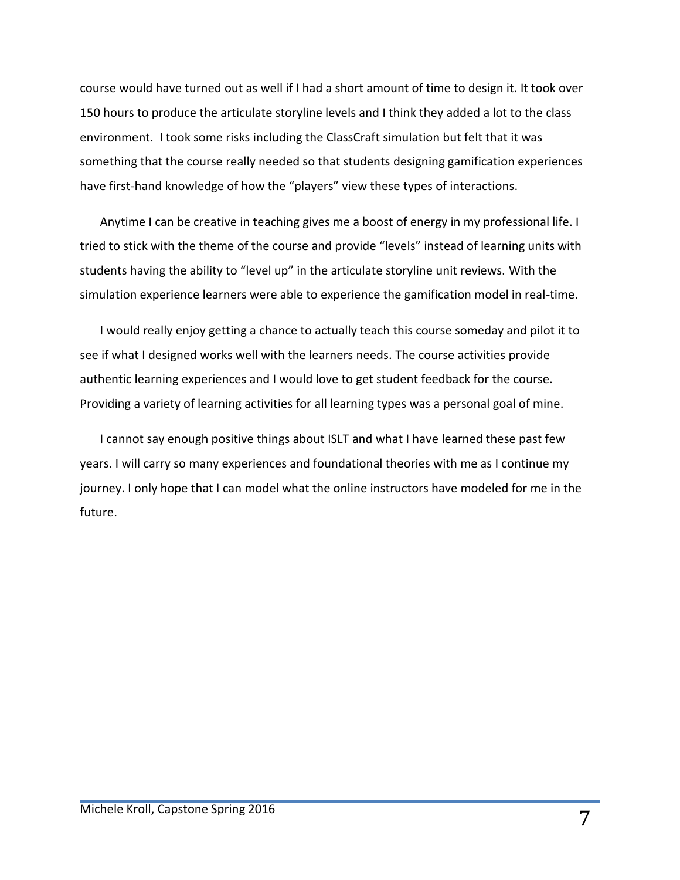course would have turned out as well if I had a short amount of time to design it. It took over 150 hours to produce the articulate storyline levels and I think they added a lot to the class environment. I took some risks including the ClassCraft simulation but felt that it was something that the course really needed so that students designing gamification experiences have first-hand knowledge of how the "players" view these types of interactions.

Anytime I can be creative in teaching gives me a boost of energy in my professional life. I tried to stick with the theme of the course and provide "levels" instead of learning units with students having the ability to "level up" in the articulate storyline unit reviews. With the simulation experience learners were able to experience the gamification model in real-time.

I would really enjoy getting a chance to actually teach this course someday and pilot it to see if what I designed works well with the learners needs. The course activities provide authentic learning experiences and I would love to get student feedback for the course. Providing a variety of learning activities for all learning types was a personal goal of mine.

I cannot say enough positive things about ISLT and what I have learned these past few years. I will carry so many experiences and foundational theories with me as I continue my journey. I only hope that I can model what the online instructors have modeled for me in the future.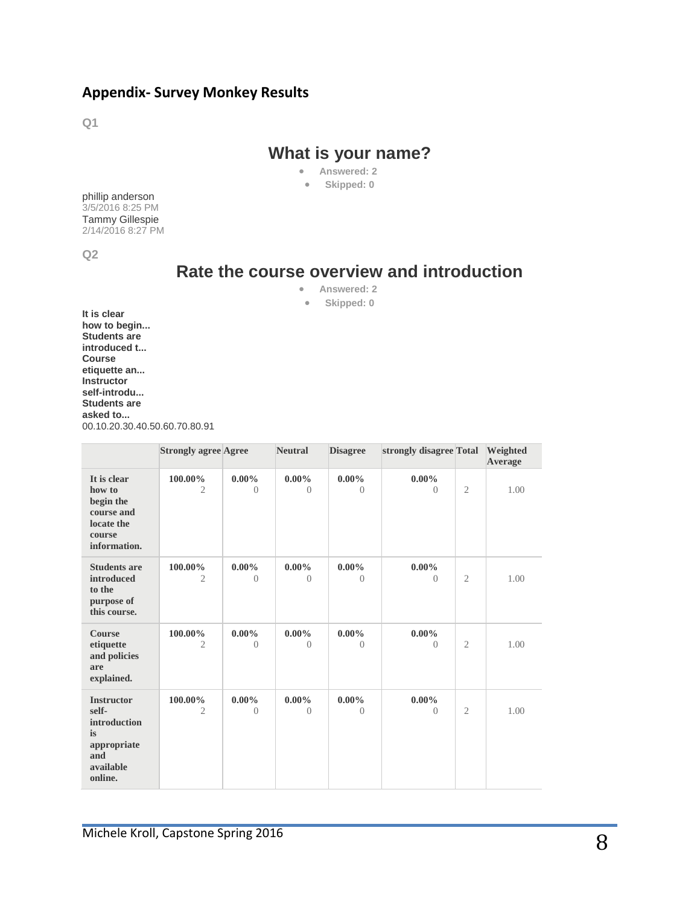## Appendix- Survey Monkey Results

Q1

### What is your name?

- Answered: 2
- Skipped: 0

phillip anderson
3/5/2016 8:25 PM
Tammy Gillespie
2/14/2016 8:27 PM

Q2

### Rate the course overview and introduction

- Answered: 2
- Skipped: 0

**It is clear how to begin...**
**Students are introduced t...**
**Course etiquette an...**
**Instructor self-introdu...**
**Students are asked to...**
00.10.20.30.40.50.60.70.80.91

| | Strongly agree | Agree | Neutral | Disagree | strongly disagree | Total | Weighted Average |
|---|---|---|---|---|---|---|---|
| **It is clear how to begin the course and locate the course information.** | **100.00%** 2 | **0.00%** 0 | **0.00%** 0 | **0.00%** 0 | **0.00%** 0 | 2 | 1.00 |
| **Students are introduced to the purpose of this course.** | **100.00%** 2 | **0.00%** 0 | **0.00%** 0 | **0.00%** 0 | **0.00%** 0 | 2 | 1.00 |
| **Course etiquette and policies are explained.** | **100.00%** 2 | **0.00%** 0 | **0.00%** 0 | **0.00%** 0 | **0.00%** 0 | 2 | 1.00 |
| **Instructor self-introduction is appropriate and available online.** | **100.00%** 2 | **0.00%** 0 | **0.00%** 0 | **0.00%** 0 | **0.00%** 0 | 2 | 1.00 |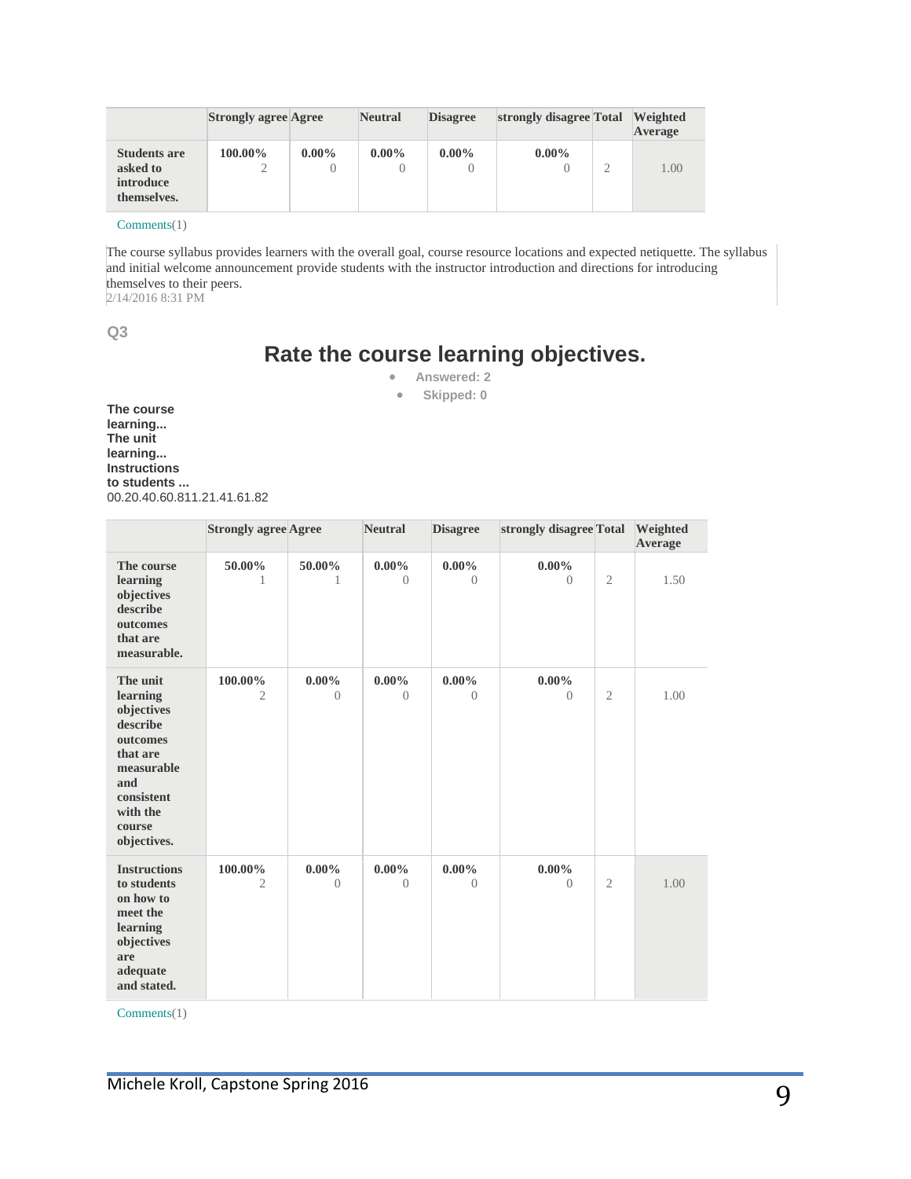| | Strongly agree | Agree | Neutral | Disagree | strongly disagree | Total | Weighted Average |
|---|---|---|---|---|---|---|---|
| Students are asked to introduce themselves. | 100.00% 2 | 0.00% 0 | 0.00% 0 | 0.00% 0 | 0.00% 0 | 2 | 1.00 |

Comments(1)

The course syllabus provides learners with the overall goal, course resource locations and expected netiquette. The syllabus and initial welcome announcement provide students with the instructor introduction and directions for introducing themselves to their peers.
2/14/2016 8:31 PM

Q3

## Rate the course learning objectives.

- Answered: 2
- Skipped: 0

**The course learning...**
**The unit learning...**
**Instructions to students ...**
00.20.40.60.811.21.41.61.82

| | Strongly agree | Agree | Neutral | Disagree | strongly disagree | Total | Weighted Average |
|---|---|---|---|---|---|---|---|
| The course learning objectives describe outcomes that are measurable. | 50.00% 1 | 50.00% 1 | 0.00% 0 | 0.00% 0 | 0.00% 0 | 2 | 1.50 |
| The unit learning objectives describe outcomes that are measurable and consistent with the course objectives. | 100.00% 2 | 0.00% 0 | 0.00% 0 | 0.00% 0 | 0.00% 0 | 2 | 1.00 |
| Instructions to students on how to meet the learning objectives are adequate and stated. | 100.00% 2 | 0.00% 0 | 0.00% 0 | 0.00% 0 | 0.00% 0 | 2 | 1.00 |

Comments(1)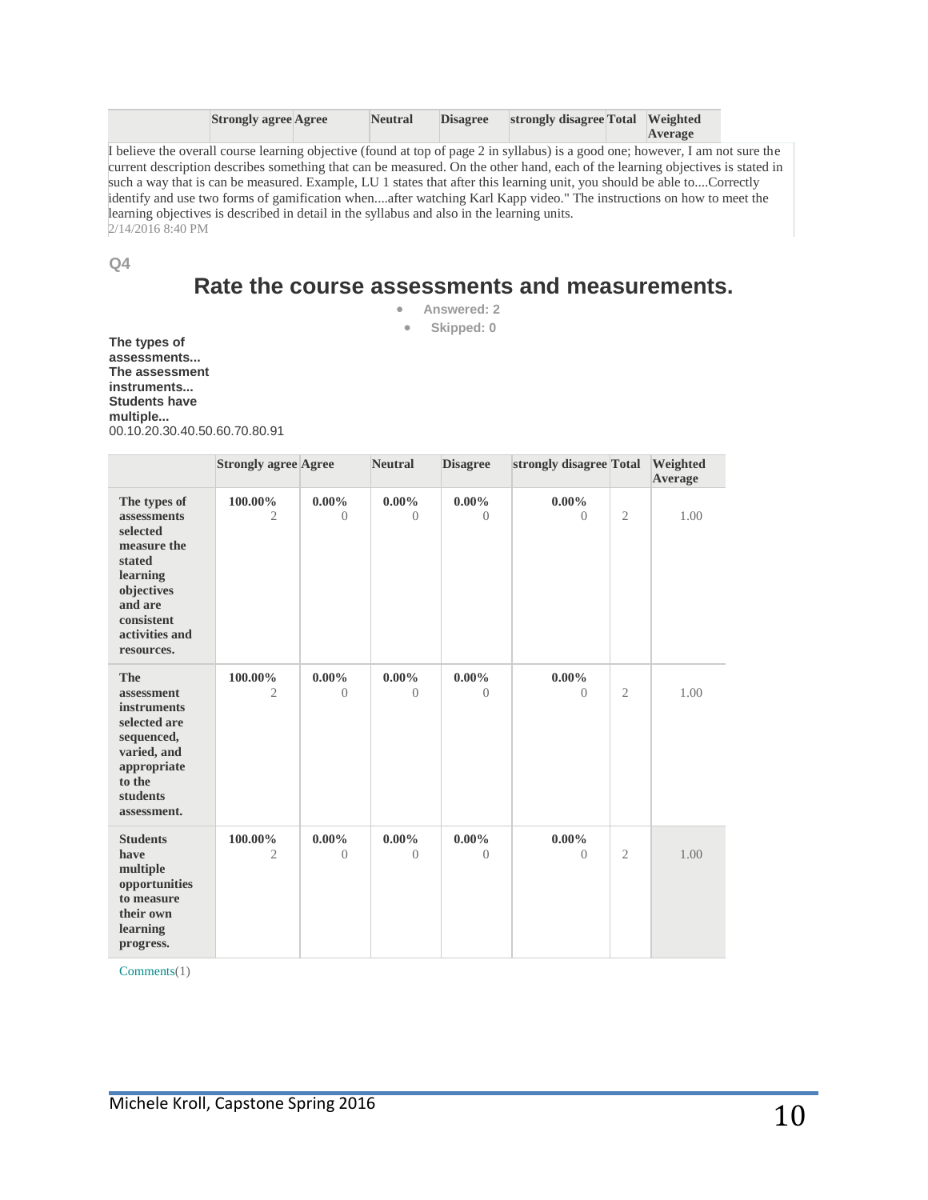| | Strongly agree | Agree | Neutral | Disagree | strongly disagree | Total | Weighted Average |
|---|---|---|---|---|---|---|---|

I believe the overall course learning objective (found at top of page 2 in syllabus) is a good one; however, I am not sure the current description describes something that can be measured. On the other hand, each of the learning objectives is stated in such a way that is can be measured. Example, LU 1 states that after this learning unit, you should be able to....Correctly identify and use two forms of gamification when....after watching Karl Kapp video." The instructions on how to meet the learning objectives is described in detail in the syllabus and also in the learning units.
2/14/2016 8:40 PM

Q4

## Rate the course assessments and measurements.

- Answered: 2
- Skipped: 0

**The types of assessments...**
**The assessment instruments...**
**Students have multiple...**
00.10.20.30.40.50.60.70.80.91

| | Strongly agree | Agree | Neutral | Disagree | strongly disagree | Total | Weighted Average |
|---|---|---|---|---|---|---|---|
| **The types of assessments selected measure the stated learning objectives and are consistent activities and resources.** | **100.00%** 2 | **0.00%** 0 | **0.00%** 0 | **0.00%** 0 | **0.00%** 0 | 2 | 1.00 |
| **The assessment instruments selected are sequenced, varied, and appropriate to the students assessment.** | **100.00%** 2 | **0.00%** 0 | **0.00%** 0 | **0.00%** 0 | **0.00%** 0 | 2 | 1.00 |
| **Students have multiple opportunities to measure their own learning progress.** | **100.00%** 2 | **0.00%** 0 | **0.00%** 0 | **0.00%** 0 | **0.00%** 0 | 2 | 1.00 |

Comments(1)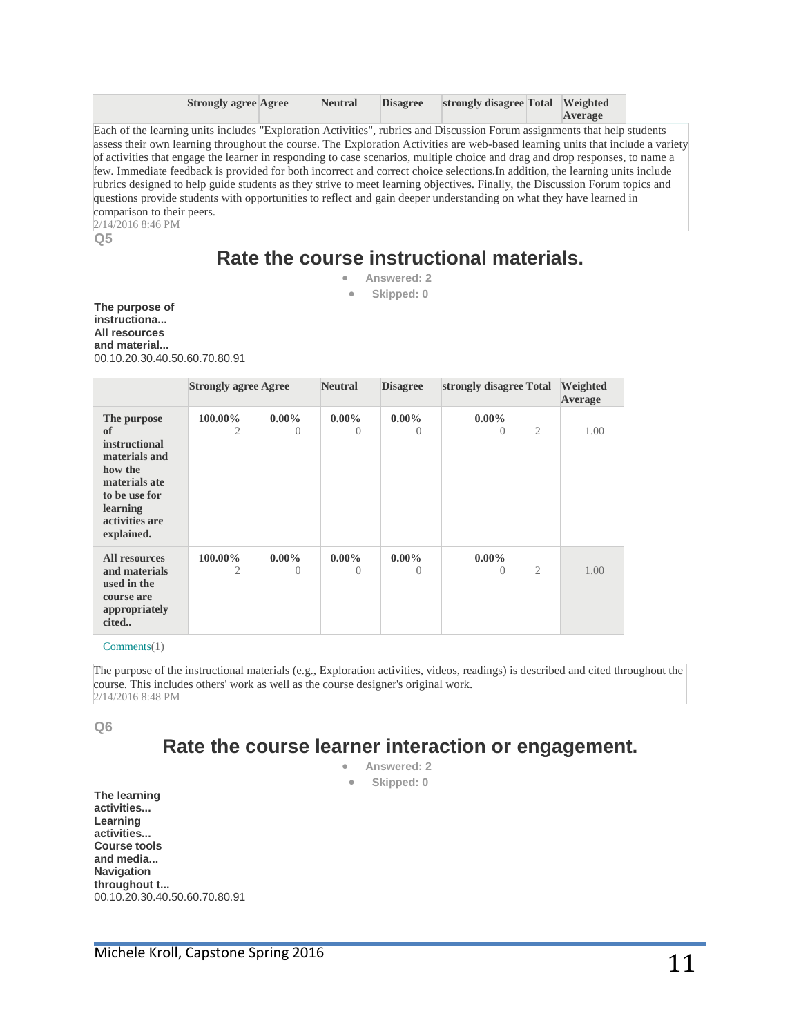| | Strongly agree | Agree | Neutral | Disagree | strongly disagree | Total | Weighted Average |
|---|---|---|---|---|---|---|---|

Each of the learning units includes "Exploration Activities", rubrics and Discussion Forum assignments that help students assess their own learning throughout the course. The Exploration Activities are web-based learning units that include a variety of activities that engage the learner in responding to case scenarios, multiple choice and drag and drop responses, to name a few. Immediate feedback is provided for both incorrect and correct choice selections.In addition, the learning units include rubrics designed to help guide students as they strive to meet learning objectives. Finally, the Discussion Forum topics and questions provide students with opportunities to reflect and gain deeper understanding on what they have learned in comparison to their peers.
2/14/2016 8:46 PM

Q5

## Rate the course instructional materials.

- Answered: 2
- Skipped: 0

**The purpose of instructiona...**
**All resources and material...**
00.10.20.30.40.50.60.70.80.91

| | Strongly agree | Agree | Neutral | Disagree | strongly disagree | Total | Weighted Average |
|---|---|---|---|---|---|---|---|
| **The purpose of instructional materials and how the materials ate to be use for learning activities are explained.** | **100.00%** 2 | **0.00%** 0 | **0.00%** 0 | **0.00%** 0 | **0.00%** 0 | 2 | 1.00 |
| **All resources and materials used in the course are appropriately cited..** | **100.00%** 2 | **0.00%** 0 | **0.00%** 0 | **0.00%** 0 | **0.00%** 0 | 2 | 1.00 |

Comments(1)

The purpose of the instructional materials (e.g., Exploration activities, videos, readings) is described and cited throughout the course. This includes others' work as well as the course designer's original work.
2/14/2016 8:48 PM

Q6

## Rate the course learner interaction or engagement.

- Answered: 2
- Skipped: 0

**The learning activities...**
**Learning activities...**
**Course tools and media...**
**Navigation throughout t...**
00.10.20.30.40.50.60.70.80.91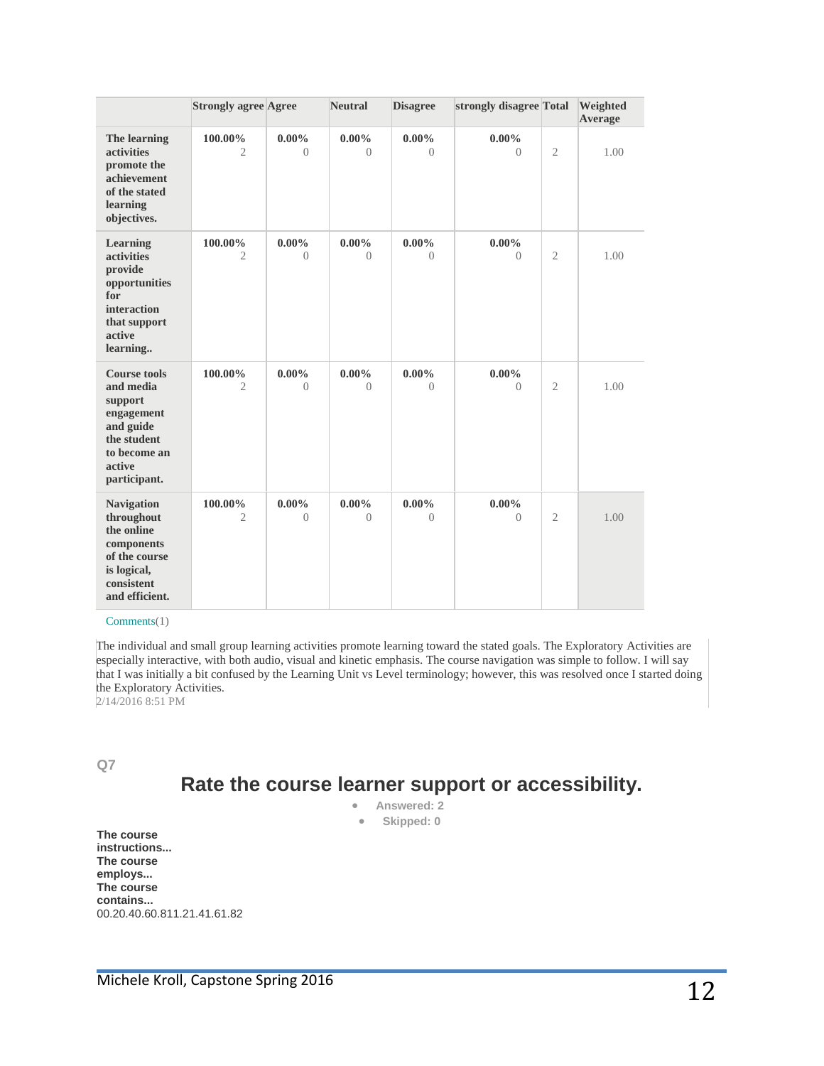| | Strongly agree | Agree | Neutral | Disagree | strongly disagree | Total | Weighted Average |
|---|---|---|---|---|---|---|---|
| **The learning activities promote the achievement of the stated learning objectives.** | **100.00%** 2 | **0.00%** 0 | **0.00%** 0 | **0.00%** 0 | **0.00%** 0 | 2 | 1.00 |
| **Learning activities provide opportunities for interaction that support active learning..** | **100.00%** 2 | **0.00%** 0 | **0.00%** 0 | **0.00%** 0 | **0.00%** 0 | 2 | 1.00 |
| **Course tools and media support engagement and guide the student to become an active participant.** | **100.00%** 2 | **0.00%** 0 | **0.00%** 0 | **0.00%** 0 | **0.00%** 0 | 2 | 1.00 |
| **Navigation throughout the online components of the course is logical, consistent and efficient.** | **100.00%** 2 | **0.00%** 0 | **0.00%** 0 | **0.00%** 0 | **0.00%** 0 | 2 | 1.00 |

Comments(1)

The individual and small group learning activities promote learning toward the stated goals. The Exploratory Activities are especially interactive, with both audio, visual and kinetic emphasis. The course navigation was simple to follow. I will say that I was initially a bit confused by the Learning Unit vs Level terminology; however, this was resolved once I started doing the Exploratory Activities.
2/14/2016 8:51 PM

**Q7**

## Rate the course learner support or accessibility.

- **Answered: 2**
- **Skipped: 0**

**The course instructions...**
**The course employs...**
**The course contains...**
00.20.40.60.811.21.41.61.82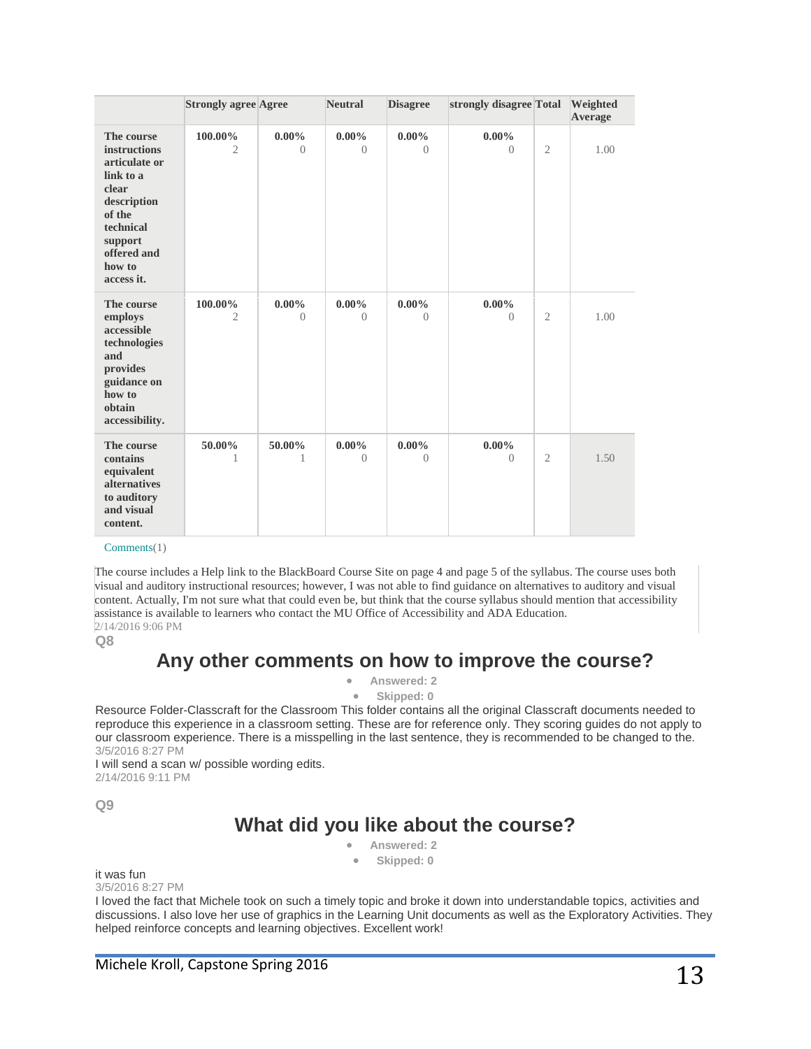| | Strongly agree | Agree | Neutral | Disagree | strongly disagree | Total | Weighted Average |
|---|---|---|---|---|---|---|---|
| **The course instructions articulate or link to a clear description of the technical support offered and how to access it.** | **100.00%** 2 | **0.00%** 0 | **0.00%** 0 | **0.00%** 0 | **0.00%** 0 | 2 | 1.00 |
| **The course employs accessible technologies and provides guidance on how to obtain accessibility.** | **100.00%** 2 | **0.00%** 0 | **0.00%** 0 | **0.00%** 0 | **0.00%** 0 | 2 | 1.00 |
| **The course contains equivalent alternatives to auditory and visual content.** | **50.00%** 1 | **50.00%** 1 | **0.00%** 0 | **0.00%** 0 | **0.00%** 0 | 2 | 1.50 |

Comments(1)

The course includes a Help link to the BlackBoard Course Site on page 4 and page 5 of the syllabus. The course uses both visual and auditory instructional resources; however, I was not able to find guidance on alternatives to auditory and visual content. Actually, I'm not sure what that could even be, but think that the course syllabus should mention that accessibility assistance is available to learners who contact the MU Office of Accessibility and ADA Education.
2/14/2016 9:06 PM

**Q8**

## Any other comments on how to improve the course?

- **Answered: 2**
- **Skipped: 0**

Resource Folder-Classcraft for the Classroom This folder contains all the original Classcraft documents needed to reproduce this experience in a classroom setting. These are for reference only. They scoring guides do not apply to our classroom experience. There is a misspelling in the last sentence, they is recommended to be changed to the.
3/5/2016 8:27 PM

I will send a scan w/ possible wording edits.
2/14/2016 9:11 PM

**Q9**

## What did you like about the course?

- **Answered: 2**
- **Skipped: 0**

it was fun
3/5/2016 8:27 PM

I loved the fact that Michele took on such a timely topic and broke it down into understandable topics, activities and discussions. I also love her use of graphics in the Learning Unit documents as well as the Exploratory Activities. They helped reinforce concepts and learning objectives. Excellent work!